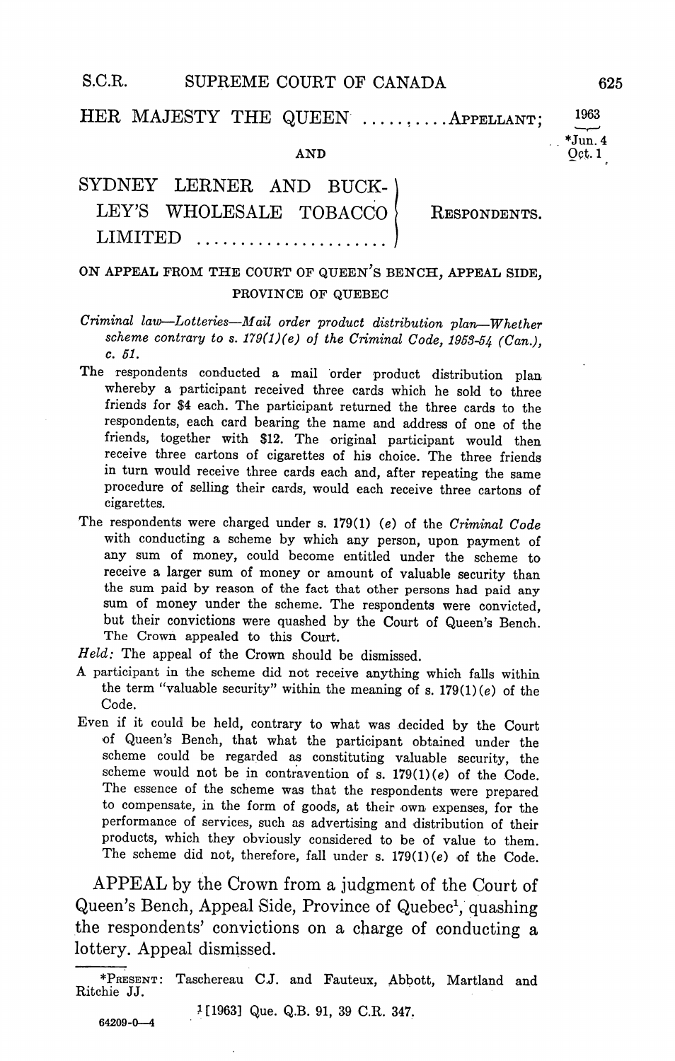HER MAJESTY THE QUEEN ..........APPELLANT;

1963

*Jun. 4
Oct. 1

AND

SYDNEY LERNER AND BUCKLEY'S WHOLESALE TOBACCO LIMITED ...................... RESPONDENTS.

ON APPEAL FROM THE COURT OF QUEEN'S BENCH, APPEAL SIDE, PROVINCE OF QUEBEC

*Criminal law—Lotteries—Mail order product distribution plan—Whether scheme contrary to s. 179(1)(e) of the Criminal Code, 1953-54 (Can.), c. 51.*

The respondents conducted a mail order product distribution plan whereby a participant received three cards which he sold to three friends for $4 each. The participant returned the three cards to the respondents, each card bearing the name and address of one of the friends, together with $12. The original participant would then receive three cartons of cigarettes of his choice. The three friends in turn would receive three cards each and, after repeating the same procedure of selling their cards, would each receive three cartons of cigarettes.

The respondents were charged under s. 179(1) (*e*) of the *Criminal Code* with conducting a scheme by which any person, upon payment of any sum of money, could become entitled under the scheme to receive a larger sum of money or amount of valuable security than the sum paid by reason of the fact that other persons had paid any sum of money under the scheme. The respondents were convicted, but their convictions were quashed by the Court of Queen's Bench. The Crown appealed to this Court.

*Held*: The appeal of the Crown should be dismissed.

A participant in the scheme did not receive anything which falls within the term "valuable security" within the meaning of s. 179(1)(*e*) of the Code.

Even if it could be held, contrary to what was decided by the Court of Queen's Bench, that what the participant obtained under the scheme could be regarded as constituting valuable security, the scheme would not be in contravention of s. 179(1)(*e*) of the Code. The essence of the scheme was that the respondents were prepared to compensate, in the form of goods, at their own expenses, for the performance of services, such as advertising and distribution of their products, which they obviously considered to be of value to them. The scheme did not, therefore, fall under s. 179(1)(*e*) of the Code.

APPEAL by the Crown from a judgment of the Court of Queen's Bench, Appeal Side, Province of Quebec[1], quashing the respondents' convictions on a charge of conducting a lottery. Appeal dismissed.

---

*PRESENT: Taschereau C.J. and Fauteux, Abbott, Martland and Ritchie JJ.

[1] [1963] Que. Q.B. 91, 39 C.R. 347.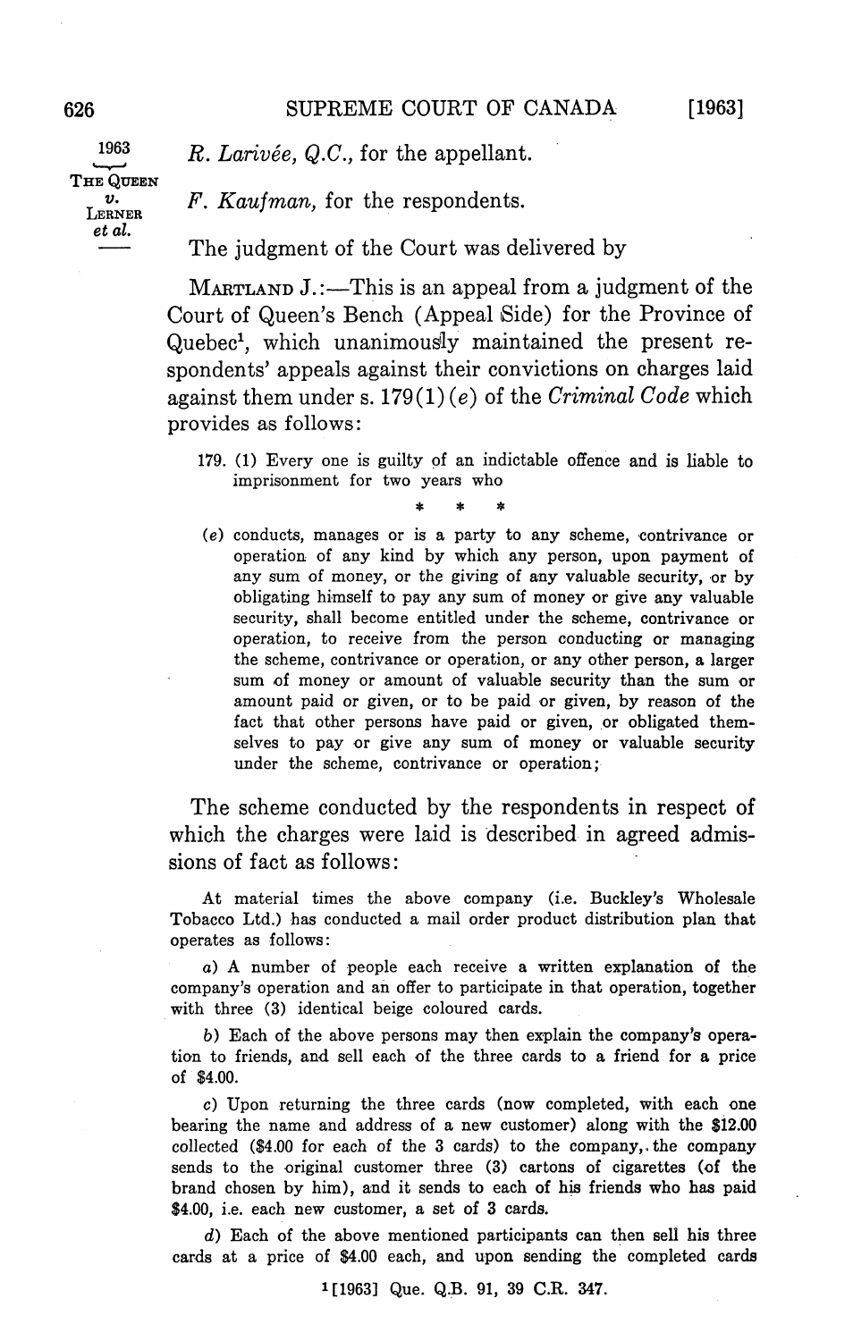1963

THE QUEEN v. LERNER et al.

*R. Larivée, Q.C.*, for the appellant.

*F. Kaufman*, for the respondents.

The judgment of the Court was delivered by

MARTLAND J.:—This is an appeal from a judgment of the Court of Queen's Bench (Appeal Side) for the Province of Quebec[1], which unanimously maintained the present respondents' appeals against their convictions on charges laid against them under s. 179(1)(*e*) of the *Criminal Code* which provides as follows:

> 179. (1) Every one is guilty of an indictable offence and is liable to imprisonment for two years who
>
> \* \* \*
>
> (*e*) conducts, manages or is a party to any scheme, contrivance or operation of any kind by which any person, upon payment of any sum of money, or the giving of any valuable security, or by obligating himself to pay any sum of money or give any valuable security, shall become entitled under the scheme, contrivance or operation, to receive from the person conducting or managing the scheme, contrivance or operation, or any other person, a larger sum of money or amount of valuable security than the sum or amount paid or given, or to be paid or given, by reason of the fact that other persons have paid or given, or obligated themselves to pay or give any sum of money or valuable security under the scheme, contrivance or operation;

The scheme conducted by the respondents in respect of which the charges were laid is described in agreed admissions of fact as follows:

> At material times the above company (i.e. Buckley's Wholesale Tobacco Ltd.) has conducted a mail order product distribution plan that operates as follows:
>
> *a*) A number of people each receive a written explanation of the company's operation and an offer to participate in that operation, together with three (3) identical beige coloured cards.
>
> *b*) Each of the above persons may then explain the company's operation to friends, and sell each of the three cards to a friend for a price of $4.00.
>
> *c*) Upon returning the three cards (now completed, with each one bearing the name and address of a new customer) along with the $12.00 collected ($4.00 for each of the 3 cards) to the company, the company sends to the original customer three (3) cartons of cigarettes (of the brand chosen by him), and it sends to each of his friends who has paid $4.00, i.e. each new customer, a set of 3 cards.
>
> *d*) Each of the above mentioned participants can then sell his three cards at a price of $4.00 each, and upon sending the completed cards

[1] [1963] Que. Q.B. 91, 39 C.R. 347.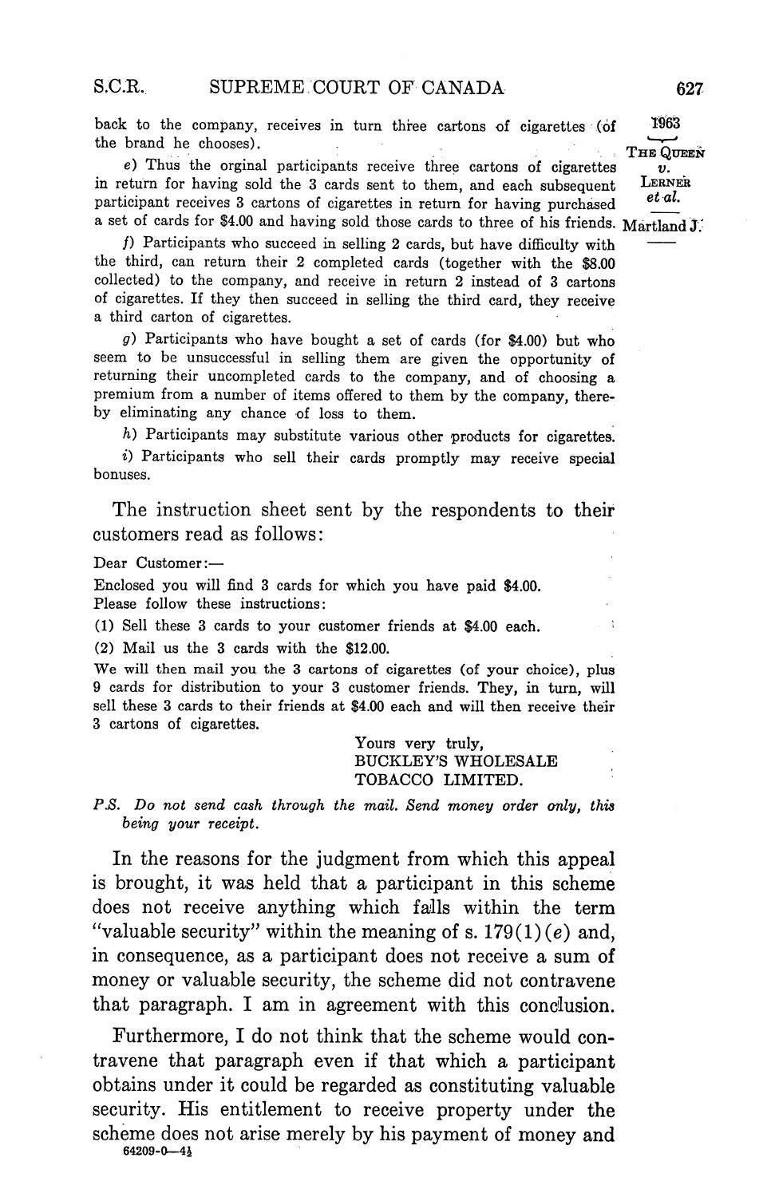back to the company, receives in turn three cartons of cigarettes (of the brand he chooses).

e) Thus the orginal participants receive three cartons of cigarettes in return for having sold the 3 cards sent to them, and each subsequent participant receives 3 cartons of cigarettes in return for having purchased a set of cards for $4.00 and having sold those cards to three of his friends.

f) Participants who succeed in selling 2 cards, but have difficulty with the third, can return their 2 completed cards (together with the $8.00 collected) to the company, and receive in return 2 instead of 3 cartons of cigarettes. If they then succeed in selling the third card, they receive a third carton of cigarettes.

g) Participants who have bought a set of cards (for $4.00) but who seem to be unsuccessful in selling them are given the opportunity of returning their uncompleted cards to the company, and of choosing a premium from a number of items offered to them by the company, thereby eliminating any chance of loss to them.

h) Participants may substitute various other products for cigarettes.

i) Participants who sell their cards promptly may receive special bonuses.

The instruction sheet sent by the respondents to their customers read as follows:

Dear Customer:—

Enclosed you will find 3 cards for which you have paid $4.00.
Please follow these instructions:

(1) Sell these 3 cards to your customer friends at $4.00 each.

(2) Mail us the 3 cards with the $12.00.

We will then mail you the 3 cartons of cigarettes (of your choice), plus 9 cards for distribution to your 3 customer friends. They, in turn, will sell these 3 cards to their friends at $4.00 each and will then receive their 3 cartons of cigarettes.

Yours very truly,
BUCKLEY'S WHOLESALE
TOBACCO LIMITED.

*P.S. Do not send cash through the mail. Send money order only, this being your receipt.*

In the reasons for the judgment from which this appeal is brought, it was held that a participant in this scheme does not receive anything which falls within the term "valuable security" within the meaning of s. 179(1)(*e*) and, in consequence, as a participant does not receive a sum of money or valuable security, the scheme did not contravene that paragraph. I am in agreement with this conclusion.

Furthermore, I do not think that the scheme would contravene that paragraph even if that which a participant obtains under it could be regarded as constituting valuable security. His entitlement to receive property under the scheme does not arise merely by his payment of money and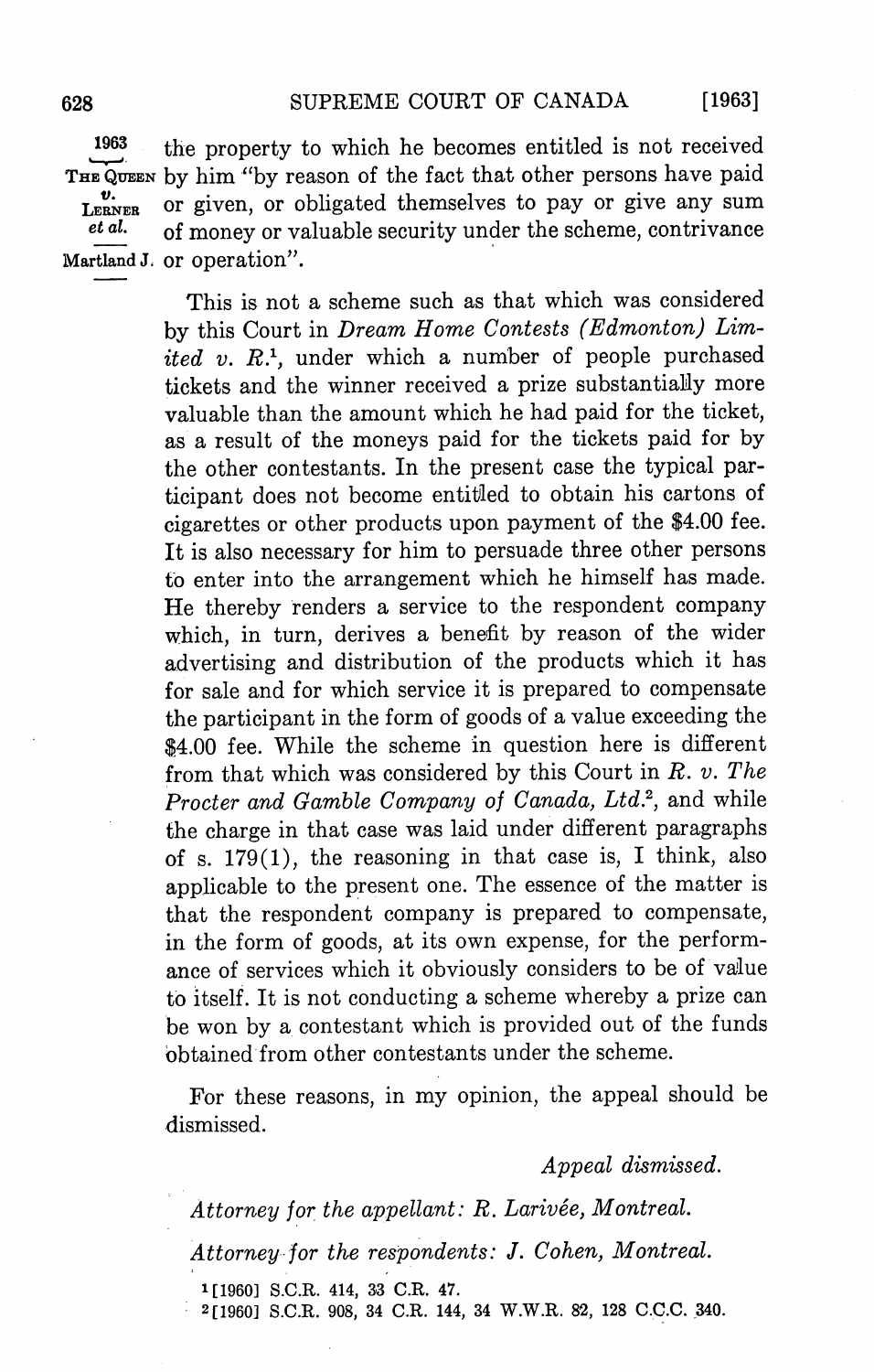the property to which he becomes entitled is not received by him "by reason of the fact that other persons have paid or given, or obligated themselves to pay or give any sum of money or valuable security under the scheme, contrivance or operation".

This is not a scheme such as that which was considered by this Court in *Dream Home Contests (Edmonton) Limited v. R.*[1], under which a number of people purchased tickets and the winner received a prize substantially more valuable than the amount which he had paid for the ticket, as a result of the moneys paid for the tickets paid for by the other contestants. In the present case the typical participant does not become entitled to obtain his cartons of cigarettes or other products upon payment of the $4.00 fee. It is also necessary for him to persuade three other persons to enter into the arrangement which he himself has made. He thereby renders a service to the respondent company which, in turn, derives a benefit by reason of the wider advertising and distribution of the products which it has for sale and for which service it is prepared to compensate the participant in the form of goods of a value exceeding the $4.00 fee. While the scheme in question here is different from that which was considered by this Court in *R. v. The Procter and Gamble Company of Canada, Ltd.*[2], and while the charge in that case was laid under different paragraphs of s. 179(1), the reasoning in that case is, I think, also applicable to the present one. The essence of the matter is that the respondent company is prepared to compensate, in the form of goods, at its own expense, for the performance of services which it obviously considers to be of value to itself. It is not conducting a scheme whereby a prize can be won by a contestant which is provided out of the funds obtained from other contestants under the scheme.

For these reasons, in my opinion, the appeal should be dismissed.

*Appeal dismissed.*

*Attorney for the appellant: R. Larivée, Montreal.*

*Attorney for the respondents: J. Cohen, Montreal.*

[1] [1960] S.C.R. 414, 33 C.R. 47.

[2] [1960] S.C.R. 908, 34 C.R. 144, 34 W.W.R. 82, 128 C.C.C. 340.